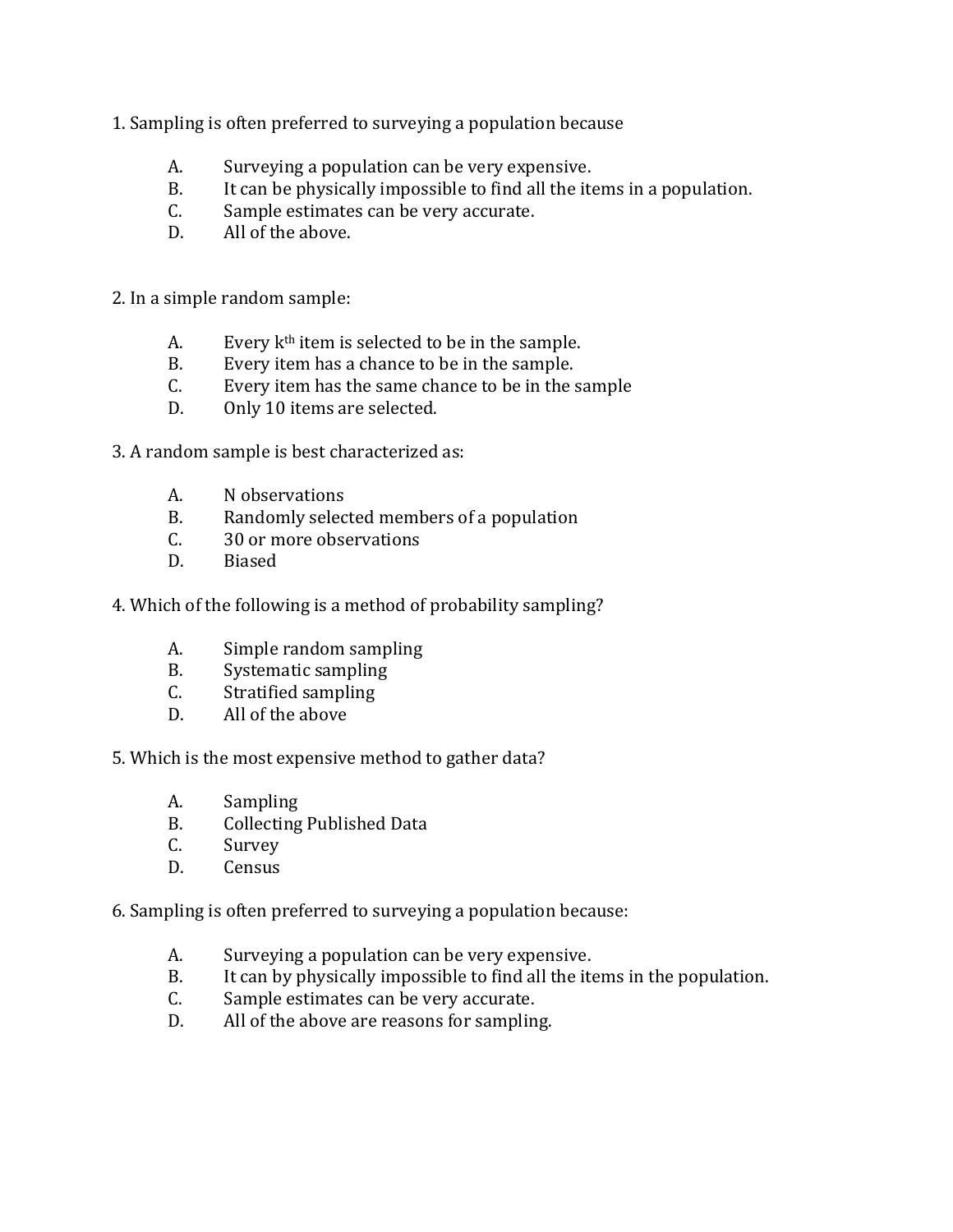1. Sampling is often preferred to surveying a population because

    A. Surveying a population can be very expensive.
    B. It can be physically impossible to find all the items in a population.
    C. Sample estimates can be very accurate.
    D. All of the above.

2. In a simple random sample:

    A. Every $k^{th}$ item is selected to be in the sample.
    B. Every item has a chance to be in the sample.
    C. Every item has the same chance to be in the sample
    D. Only 10 items are selected.

3. A random sample is best characterized as:

    A. N observations
    B. Randomly selected members of a population
    C. 30 or more observations
    D. Biased

4. Which of the following is a method of probability sampling?

    A. Simple random sampling
    B. Systematic sampling
    C. Stratified sampling
    D. All of the above

5. Which is the most expensive method to gather data?

    A. Sampling
    B. Collecting Published Data
    C. Survey
    D. Census

6. Sampling is often preferred to surveying a population because:

    A. Surveying a population can be very expensive.
    B. It can by physically impossible to find all the items in the population.
    C. Sample estimates can be very accurate.
    D. All of the above are reasons for sampling.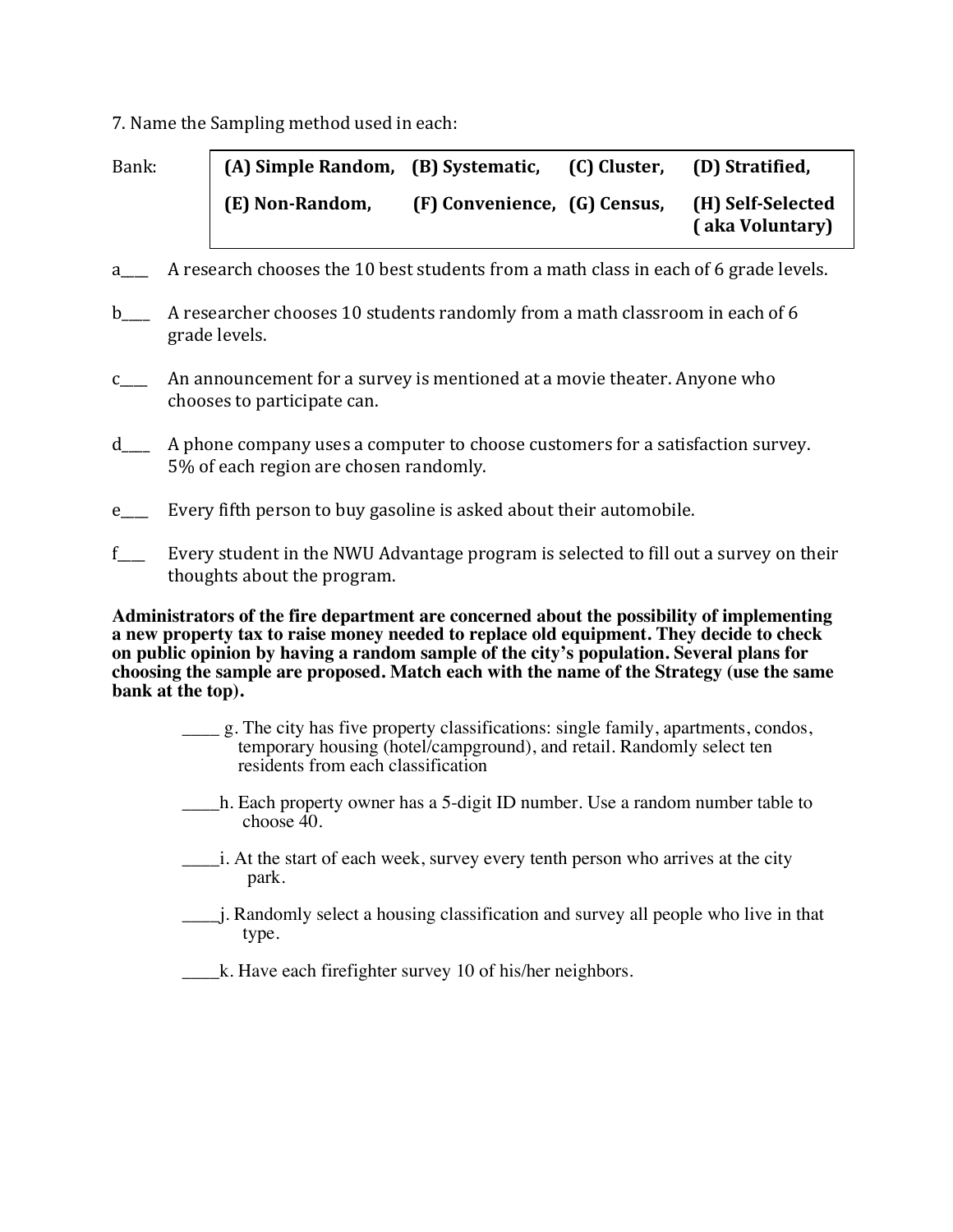7. Name the Sampling method used in each:

Bank:

| (A) Simple Random, | (B) Systematic, | (C) Cluster, | (D) Stratified, |
|---|---|---|---|
| (E) Non-Random, | (F) Convenience, | (G) Census, | (H) Self-Selected ( aka Voluntary) |

a\_\_\_\_ A research chooses the 10 best students from a math class in each of 6 grade levels.

b\_\_\_\_ A researcher chooses 10 students randomly from a math classroom in each of 6 grade levels.

c\_\_\_\_ An announcement for a survey is mentioned at a movie theater. Anyone who chooses to participate can.

d\_\_\_\_ A phone company uses a computer to choose customers for a satisfaction survey. 5% of each region are chosen randomly.

e\_\_\_\_ Every fifth person to buy gasoline is asked about their automobile.

f\_\_\_\_ Every student in the NWU Advantage program is selected to fill out a survey on their thoughts about the program.

**Administrators of the fire department are concerned about the possibility of implementing a new property tax to raise money needed to replace old equipment. They decide to check on public opinion by having a random sample of the city's population. Several plans for choosing the sample are proposed. Match each with the name of the Strategy (use the same bank at the top).**

\_\_\_\_ g. The city has five property classifications: single family, apartments, condos, temporary housing (hotel/campground), and retail. Randomly select ten residents from each classification

\_\_\_\_h. Each property owner has a 5-digit ID number. Use a random number table to choose 40.

\_\_\_\_i. At the start of each week, survey every tenth person who arrives at the city park.

\_\_\_\_j. Randomly select a housing classification and survey all people who live in that type.

\_\_\_\_k. Have each firefighter survey 10 of his/her neighbors.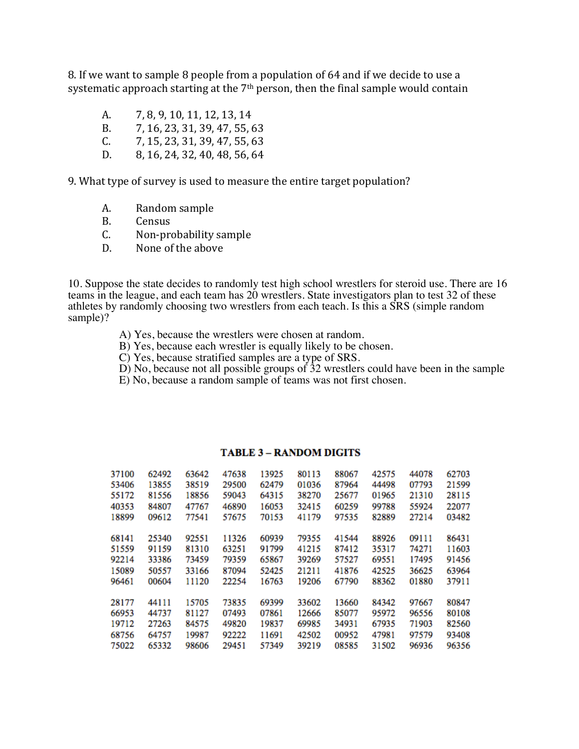8. If we want to sample 8 people from a population of 64 and if we decide to use a systematic approach starting at the 7th person, then the final sample would contain

A. 7, 8, 9, 10, 11, 12, 13, 14
B. 7, 16, 23, 31, 39, 47, 55, 63
C. 7, 15, 23, 31, 39, 47, 55, 63
D. 8, 16, 24, 32, 40, 48, 56, 64

9. What type of survey is used to measure the entire target population?

A. Random sample
B. Census
C. Non-probability sample
D. None of the above

10. Suppose the state decides to randomly test high school wrestlers for steroid use. There are 16 teams in the league, and each team has 20 wrestlers. State investigators plan to test 32 of these athletes by randomly choosing two wrestlers from each teach. Is this a SRS (simple random sample)?

A) Yes, because the wrestlers were chosen at random.
B) Yes, because each wrestler is equally likely to be chosen.
C) Yes, because stratified samples are a type of SRS.
D) No, because not all possible groups of 32 wrestlers could have been in the sample
E) No, because a random sample of teams was not first chosen.

**TABLE 3 – RANDOM DIGITS**

| | | | | | | | | | |
|---|---|---|---|---|---|---|---|---|---|
| 37100 | 62492 | 63642 | 47638 | 13925 | 80113 | 88067 | 42575 | 44078 | 62703 |
| 53406 | 13855 | 38519 | 29500 | 62479 | 01036 | 87964 | 44498 | 07793 | 21599 |
| 55172 | 81556 | 18856 | 59043 | 64315 | 38270 | 25677 | 01965 | 21310 | 28115 |
| 40353 | 84807 | 47767 | 46890 | 16053 | 32415 | 60259 | 99788 | 55924 | 22077 |
| 18899 | 09612 | 77541 | 57675 | 70153 | 41179 | 97535 | 82889 | 27214 | 03482 |
| 68141 | 25340 | 92551 | 11326 | 60939 | 79355 | 41544 | 88926 | 09111 | 86431 |
| 51559 | 91159 | 81310 | 63251 | 91799 | 41215 | 87412 | 35317 | 74271 | 11603 |
| 92214 | 33386 | 73459 | 79359 | 65867 | 39269 | 57527 | 69551 | 17495 | 91456 |
| 15089 | 50557 | 33166 | 87094 | 52425 | 21211 | 41876 | 42525 | 36625 | 63964 |
| 96461 | 00604 | 11120 | 22254 | 16763 | 19206 | 67790 | 88362 | 01880 | 37911 |
| 28177 | 44111 | 15705 | 73835 | 69399 | 33602 | 13660 | 84342 | 97667 | 80847 |
| 66953 | 44737 | 81127 | 07493 | 07861 | 12666 | 85077 | 95972 | 96556 | 80108 |
| 19712 | 27263 | 84575 | 49820 | 19837 | 69985 | 34931 | 67935 | 71903 | 82560 |
| 68756 | 64757 | 19987 | 92222 | 11691 | 42502 | 00952 | 47981 | 97579 | 93408 |
| 75022 | 65332 | 98606 | 29451 | 57349 | 39219 | 08585 | 31502 | 96936 | 96356 |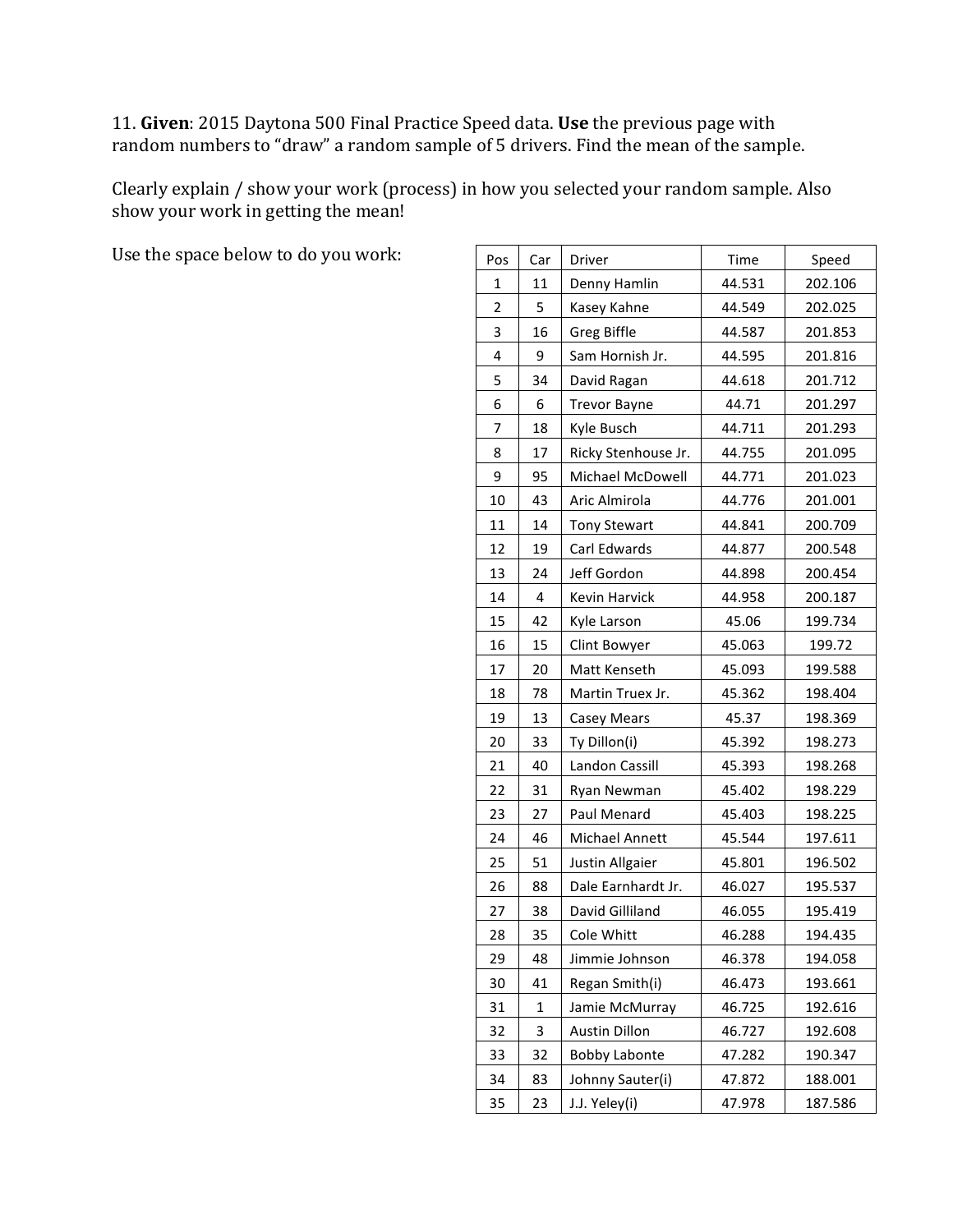11. **Given**: 2015 Daytona 500 Final Practice Speed data. **Use** the previous page with random numbers to "draw" a random sample of 5 drivers. Find the mean of the sample.

Clearly explain / show your work (process) in how you selected your random sample. Also show your work in getting the mean!

Use the space below to do you work:

| Pos | Car | Driver | Time | Speed |
|---|---|---|---|---|
| 1 | 11 | Denny Hamlin | 44.531 | 202.106 |
| 2 | 5 | Kasey Kahne | 44.549 | 202.025 |
| 3 | 16 | Greg Biffle | 44.587 | 201.853 |
| 4 | 9 | Sam Hornish Jr. | 44.595 | 201.816 |
| 5 | 34 | David Ragan | 44.618 | 201.712 |
| 6 | 6 | Trevor Bayne | 44.71 | 201.297 |
| 7 | 18 | Kyle Busch | 44.711 | 201.293 |
| 8 | 17 | Ricky Stenhouse Jr. | 44.755 | 201.095 |
| 9 | 95 | Michael McDowell | 44.771 | 201.023 |
| 10 | 43 | Aric Almirola | 44.776 | 201.001 |
| 11 | 14 | Tony Stewart | 44.841 | 200.709 |
| 12 | 19 | Carl Edwards | 44.877 | 200.548 |
| 13 | 24 | Jeff Gordon | 44.898 | 200.454 |
| 14 | 4 | Kevin Harvick | 44.958 | 200.187 |
| 15 | 42 | Kyle Larson | 45.06 | 199.734 |
| 16 | 15 | Clint Bowyer | 45.063 | 199.72 |
| 17 | 20 | Matt Kenseth | 45.093 | 199.588 |
| 18 | 78 | Martin Truex Jr. | 45.362 | 198.404 |
| 19 | 13 | Casey Mears | 45.37 | 198.369 |
| 20 | 33 | Ty Dillon(i) | 45.392 | 198.273 |
| 21 | 40 | Landon Cassill | 45.393 | 198.268 |
| 22 | 31 | Ryan Newman | 45.402 | 198.229 |
| 23 | 27 | Paul Menard | 45.403 | 198.225 |
| 24 | 46 | Michael Annett | 45.544 | 197.611 |
| 25 | 51 | Justin Allgaier | 45.801 | 196.502 |
| 26 | 88 | Dale Earnhardt Jr. | 46.027 | 195.537 |
| 27 | 38 | David Gilliland | 46.055 | 195.419 |
| 28 | 35 | Cole Whitt | 46.288 | 194.435 |
| 29 | 48 | Jimmie Johnson | 46.378 | 194.058 |
| 30 | 41 | Regan Smith(i) | 46.473 | 193.661 |
| 31 | 1 | Jamie McMurray | 46.725 | 192.616 |
| 32 | 3 | Austin Dillon | 46.727 | 192.608 |
| 33 | 32 | Bobby Labonte | 47.282 | 190.347 |
| 34 | 83 | Johnny Sauter(i) | 47.872 | 188.001 |
| 35 | 23 | J.J. Yeley(i) | 47.978 | 187.586 |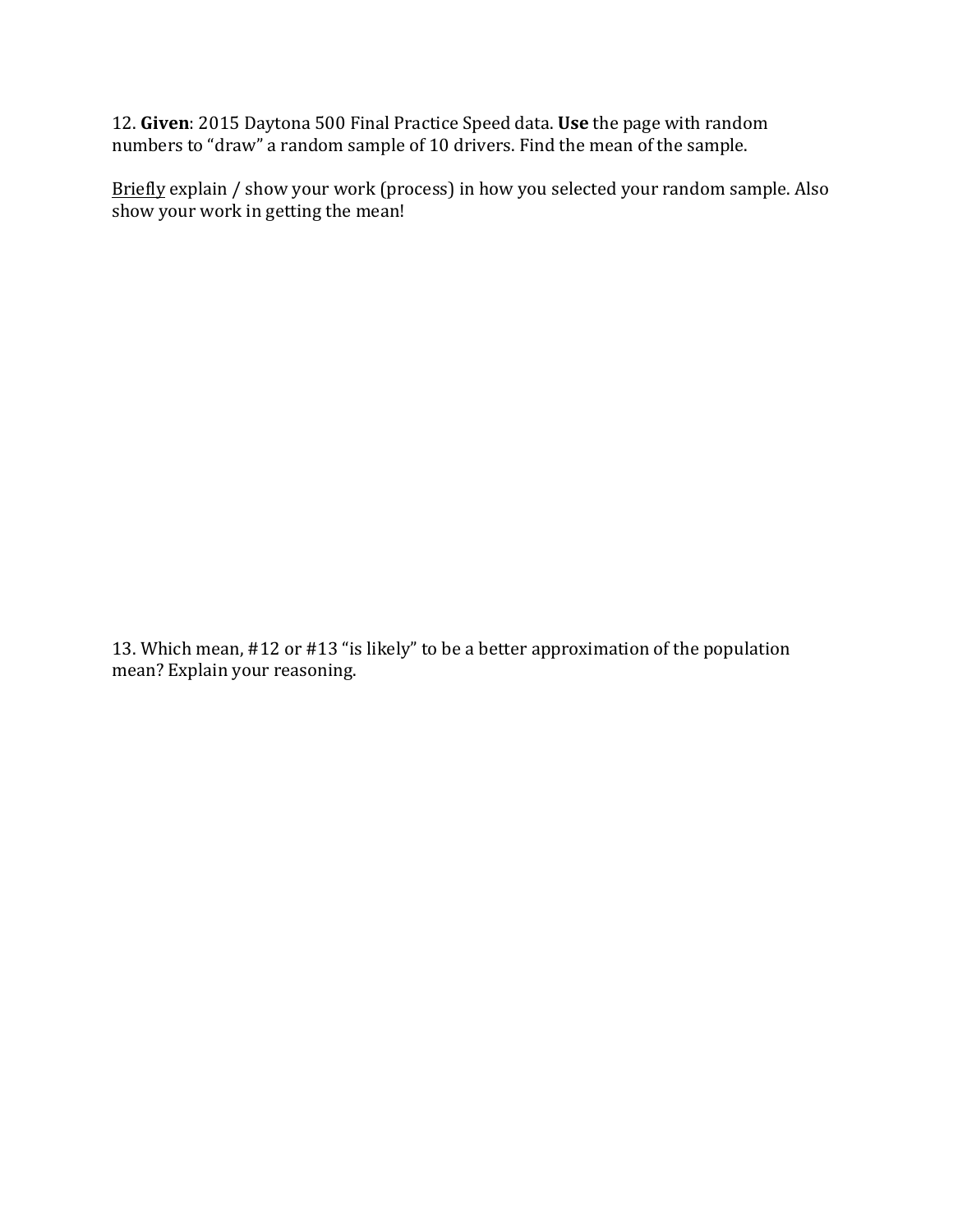12. **Given**: 2015 Daytona 500 Final Practice Speed data. **Use** the page with random numbers to “draw” a random sample of 10 drivers. Find the mean of the sample.

<u>Briefly</u> explain / show your work (process) in how you selected your random sample. Also show your work in getting the mean!

13. Which mean, #12 or #13 “is likely” to be a better approximation of the population mean? Explain your reasoning.